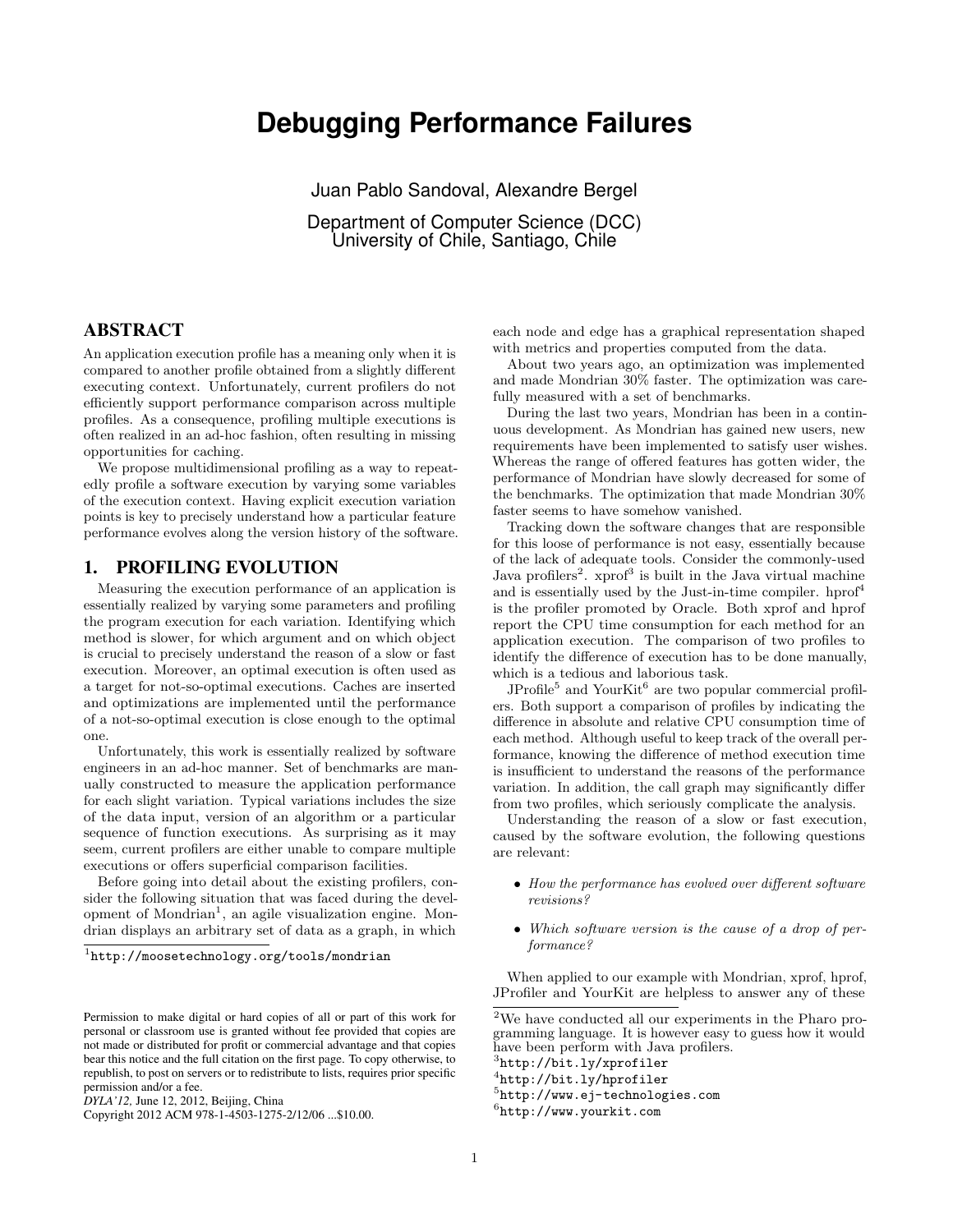# Debugging Performance Failures

Juan Pablo Sandoval, Alexandre Bergel

Department of Computer Science (DCC)
University of Chile, Santiago, Chile

## ABSTRACT

An application execution profile has a meaning only when it is compared to another profile obtained from a slightly different executing context. Unfortunately, current profilers do not efficiently support performance comparison across multiple profiles. As a consequence, profiling multiple executions is often realized in an ad-hoc fashion, often resulting in missing opportunities for caching.

We propose multidimensional profiling as a way to repeatedly profile a software execution by varying some variables of the execution context. Having explicit execution variation points is key to precisely understand how a particular feature performance evolves along the version history of the software.

## 1. PROFILING EVOLUTION

Measuring the execution performance of an application is essentially realized by varying some parameters and profiling the program execution for each variation. Identifying which method is slower, for which argument and on which object is crucial to precisely understand the reason of a slow or fast execution. Moreover, an optimal execution is often used as a target for not-so-optimal executions. Caches are inserted and optimizations are implemented until the performance of a not-so-optimal execution is close enough to the optimal one.

Unfortunately, this work is essentially realized by software engineers in an ad-hoc manner. Set of benchmarks are manually constructed to measure the application performance for each slight variation. Typical variations includes the size of the data input, version of an algorithm or a particular sequence of function executions. As surprising as it may seem, current profilers are either unable to compare multiple executions or offers superficial comparison facilities.

Before going into detail about the existing profilers, consider the following situation that was faced during the development of Mondrian[1], an agile visualization engine. Mondrian displays an arbitrary set of data as a graph, in which each node and edge has a graphical representation shaped with metrics and properties computed from the data.

About two years ago, an optimization was implemented and made Mondrian 30% faster. The optimization was carefully measured with a set of benchmarks.

During the last two years, Mondrian has been in a continuous development. As Mondrian has gained new users, new requirements have been implemented to satisfy user wishes. Whereas the range of offered features has gotten wider, the performance of Mondrian have slowly decreased for some of the benchmarks. The optimization that made Mondrian 30% faster seems to have somehow vanished.

Tracking down the software changes that are responsible for this loose of performance is not easy, essentially because of the lack of adequate tools. Consider the commonly-used Java profilers[2]. xprof[3] is built in the Java virtual machine and is essentially used by the Just-in-time compiler. hprof[4] is the profiler promoted by Oracle. Both xprof and hprof report the CPU time consumption for each method for an application execution. The comparison of two profiles to identify the difference of execution has to be done manually, which is a tedious and laborious task.

JProfile[5] and YourKit[6] are two popular commercial profilers. Both support a comparison of profiles by indicating the difference in absolute and relative CPU consumption time of each method. Although useful to keep track of the overall performance, knowing the difference of method execution time is insufficient to understand the reasons of the performance variation. In addition, the call graph may significantly differ from two profiles, which seriously complicate the analysis.

Understanding the reason of a slow or fast execution, caused by the software evolution, the following questions are relevant:

- *How the performance has evolved over different software revisions?*
- *Which software version is the cause of a drop of performance?*

When applied to our example with Mondrian, xprof, hprof, JProfiler and YourKit are helpless to answer any of these

---

[1] `http://moosetechnology.org/tools/mondrian`

[2] We have conducted all our experiments in the Pharo programming language. It is however easy to guess how it would have been perform with Java profilers.

[3] `http://bit.ly/xprofiler`

[4] `http://bit.ly/hprofiler`

[5] `http://www.ej-technologies.com`

[6] `http://www.yourkit.com`

Permission to make digital or hard copies of all or part of this work for personal or classroom use is granted without fee provided that copies are not made or distributed for profit or commercial advantage and that copies bear this notice and the full citation on the first page. To copy otherwise, to republish, to post on servers or to redistribute to lists, requires prior specific permission and/or a fee.
*DYLA'12,* June 12, 2012, Beijing, China
Copyright 2012 ACM 978-1-4503-1275-2/12/06 ...$10.00.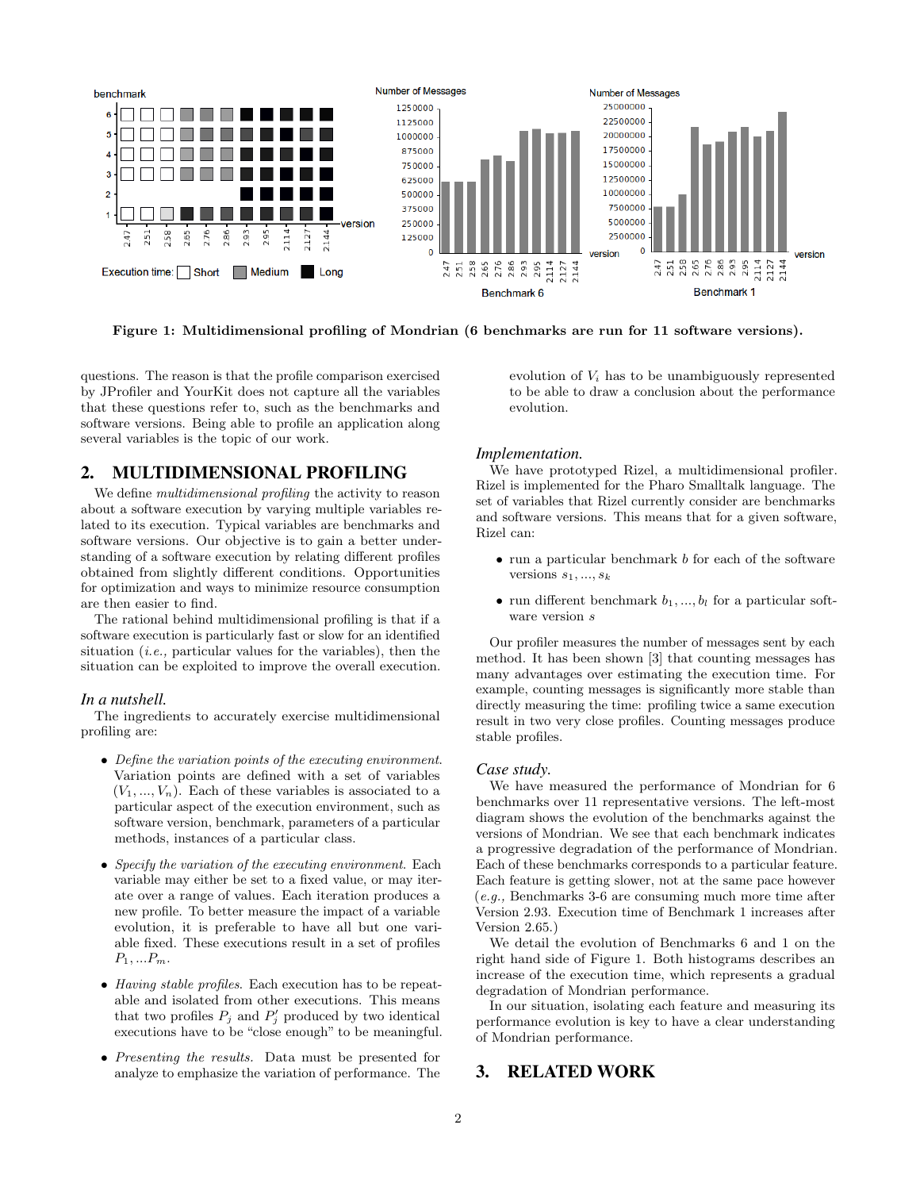Figure 1: Multidimensional profiling of Mondrian (6 benchmarks are run for 11 software versions).

questions. The reason is that the profile comparison exercised by JProfiler and YourKit does not capture all the variables that these questions refer to, such as the benchmarks and software versions. Being able to profile an application along several variables is the topic of our work.

## 2. MULTIDIMENSIONAL PROFILING

We define *multidimensional profiling* the activity to reason about a software execution by varying multiple variables related to its execution. Typical variables are benchmarks and software versions. Our objective is to gain a better understanding of a software execution by relating different profiles obtained from slightly different conditions. Opportunities for optimization and ways to minimize resource consumption are then easier to find.

The rational behind multidimensional profiling is that if a software execution is particularly fast or slow for an identified situation (*i.e.,* particular values for the variables), then the situation can be exploited to improve the overall execution.

### *In a nutshell.*

The ingredients to accurately exercise multidimensional profiling are:

- *Define the variation points of the executing environment.* Variation points are defined with a set of variables $(V_1, ..., V_n)$. Each of these variables is associated to a particular aspect of the execution environment, such as software version, benchmark, parameters of a particular methods, instances of a particular class.
- *Specify the variation of the executing environment.* Each variable may either be set to a fixed value, or may iterate over a range of values. Each iteration produces a new profile. To better measure the impact of a variable evolution, it is preferable to have all but one variable fixed. These executions result in a set of profiles $P_1, ...P_m$.
- *Having stable profiles.* Each execution has to be repeatable and isolated from other executions. This means that two profiles $P_j$ and $P'_j$ produced by two identical executions have to be "close enough" to be meaningful.
- *Presenting the results.* Data must be presented for analyze to emphasize the variation of performance. The evolution of $V_i$ has to be unambiguously represented to be able to draw a conclusion about the performance evolution.

### *Implementation.*

We have prototyped Rizel, a multidimensional profiler. Rizel is implemented for the Pharo Smalltalk language. The set of variables that Rizel currently consider are benchmarks and software versions. This means that for a given software, Rizel can:

- run a particular benchmark $b$ for each of the software versions $s_1, ..., s_k$
- run different benchmark $b_1, ..., b_l$ for a particular software version $s$

Our profiler measures the number of messages sent by each method. It has been shown [3] that counting messages has many advantages over estimating the execution time. For example, counting messages is significantly more stable than directly measuring the time: profiling twice a same execution result in two very close profiles. Counting messages produce stable profiles.

### *Case study.*

We have measured the performance of Mondrian for 6 benchmarks over 11 representative versions. The left-most diagram shows the evolution of the benchmarks against the versions of Mondrian. We see that each benchmark indicates a progressive degradation of the performance of Mondrian. Each of these benchmarks corresponds to a particular feature. Each feature is getting slower, not at the same pace however (*e.g.,* Benchmarks 3-6 are consuming much more time after Version 2.93. Execution time of Benchmark 1 increases after Version 2.65.)

We detail the evolution of Benchmarks 6 and 1 on the right hand side of Figure 1. Both histograms describes an increase of the execution time, which represents a gradual degradation of Mondrian performance.

In our situation, isolating each feature and measuring its performance evolution is key to have a clear understanding of Mondrian performance.

## 3. RELATED WORK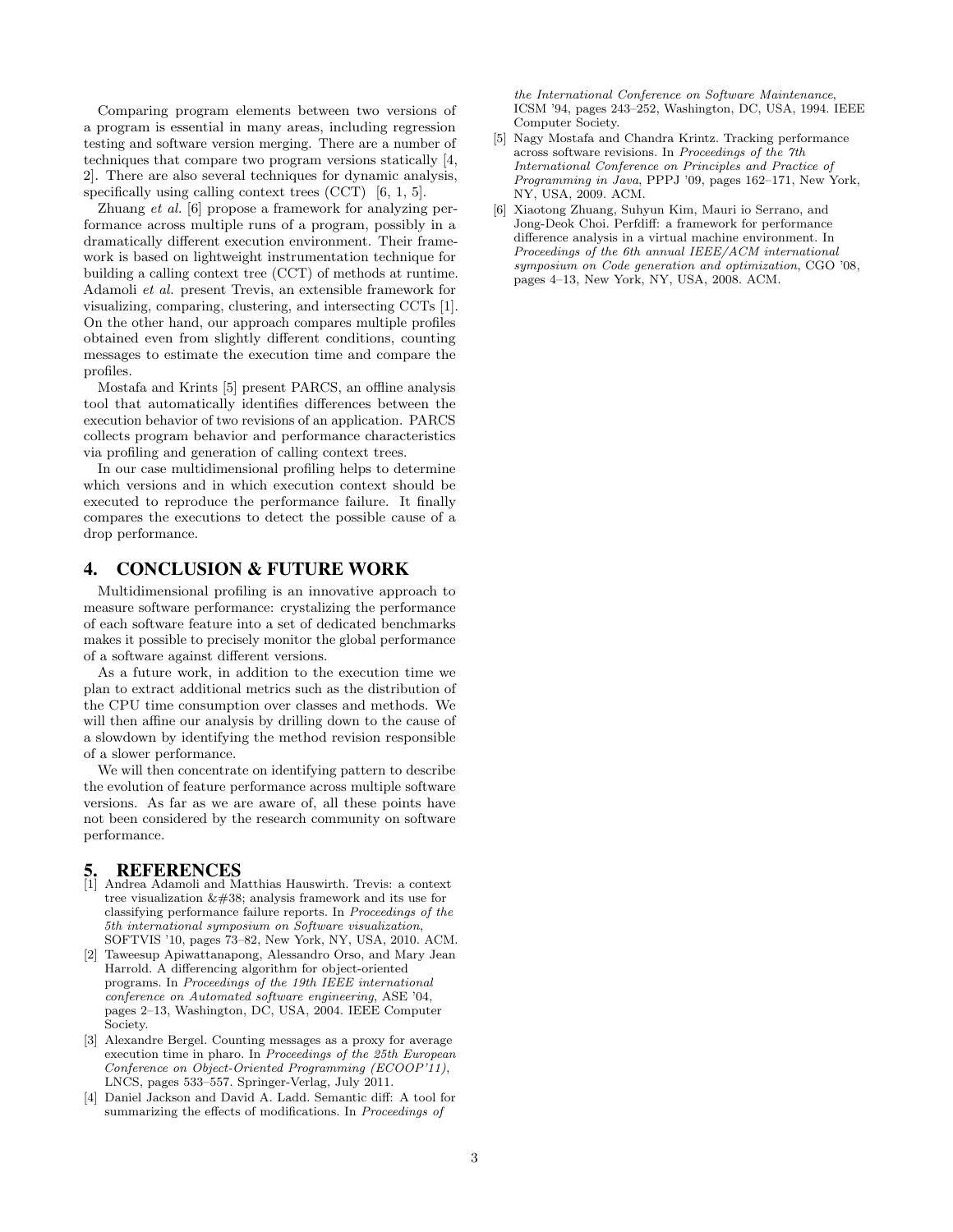Comparing program elements between two versions of a program is essential in many areas, including regression testing and software version merging. There are a number of techniques that compare two program versions statically [4, 2]. There are also several techniques for dynamic analysis, specifically using calling context trees (CCT) [6, 1, 5].

Zhuang *et al.* [6] propose a framework for analyzing performance across multiple runs of a program, possibly in a dramatically different execution environment. Their framework is based on lightweight instrumentation technique for building a calling context tree (CCT) of methods at runtime. Adamoli *et al.* present Trevis, an extensible framework for visualizing, comparing, clustering, and intersecting CCTs [1]. On the other hand, our approach compares multiple profiles obtained even from slightly different conditions, counting messages to estimate the execution time and compare the profiles.

Mostafa and Krints [5] present PARCS, an offline analysis tool that automatically identifies differences between the execution behavior of two revisions of an application. PARCS collects program behavior and performance characteristics via profiling and generation of calling context trees.

In our case multidimensional profiling helps to determine which versions and in which execution context should be executed to reproduce the performance failure. It finally compares the executions to detect the possible cause of a drop performance.

# 4. CONCLUSION & FUTURE WORK

Multidimensional profiling is an innovative approach to measure software performance: crystalizing the performance of each software feature into a set of dedicated benchmarks makes it possible to precisely monitor the global performance of a software against different versions.

As a future work, in addition to the execution time we plan to extract additional metrics such as the distribution of the CPU time consumption over classes and methods. We will then affine our analysis by drilling down to the cause of a slowdown by identifying the method revision responsible of a slower performance.

We will then concentrate on identifying pattern to describe the evolution of feature performance across multiple software versions. As far as we are aware of, all these points have not been considered by the research community on software performance.

# 5. REFERENCES

[1] Andrea Adamoli and Matthias Hauswirth. Trevis: a context tree visualization &#38; analysis framework and its use for classifying performance failure reports. In *Proceedings of the 5th international symposium on Software visualization*, SOFTVIS '10, pages 73–82, New York, NY, USA, 2010. ACM.

[2] Taweesup Apiwattanapong, Alessandro Orso, and Mary Jean Harrold. A differencing algorithm for object-oriented programs. In *Proceedings of the 19th IEEE international conference on Automated software engineering*, ASE '04, pages 2–13, Washington, DC, USA, 2004. IEEE Computer Society.

[3] Alexandre Bergel. Counting messages as a proxy for average execution time in pharo. In *Proceedings of the 25th European Conference on Object-Oriented Programming (ECOOP'11)*, LNCS, pages 533–557. Springer-Verlag, July 2011.

[4] Daniel Jackson and David A. Ladd. Semantic diff: A tool for summarizing the effects of modifications. In *Proceedings of the International Conference on Software Maintenance*, ICSM '94, pages 243–252, Washington, DC, USA, 1994. IEEE Computer Society.

[5] Nagy Mostafa and Chandra Krintz. Tracking performance across software revisions. In *Proceedings of the 7th International Conference on Principles and Practice of Programming in Java*, PPPJ '09, pages 162–171, New York, NY, USA, 2009. ACM.

[6] Xiaotong Zhuang, Suhyun Kim, Mauri io Serrano, and Jong-Deok Choi. Perfdiff: a framework for performance difference analysis in a virtual machine environment. In *Proceedings of the 6th annual IEEE/ACM international symposium on Code generation and optimization*, CGO '08, pages 4–13, New York, NY, USA, 2008. ACM.